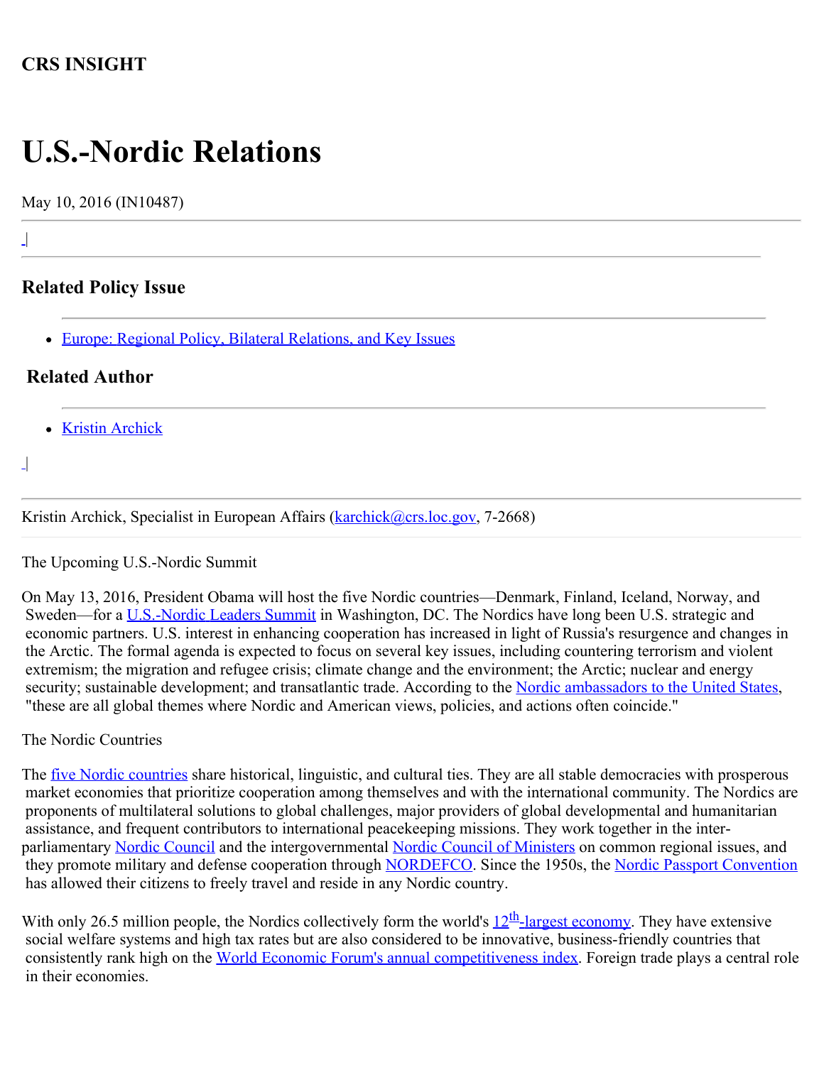**CRS INSIGHT**

# U.S.-Nordic Relations

May 10, 2016 (IN10487)

## Related Policy Issue

- Europe: Regional Policy, Bilateral Relations, and Key Issues

## Related Author

- Kristin Archick

Kristin Archick, Specialist in European Affairs (karchick@crs.loc.gov, 7-2668)

The Upcoming U.S.-Nordic Summit

On May 13, 2016, President Obama will host the five Nordic countries—Denmark, Finland, Iceland, Norway, and Sweden—for a U.S.-Nordic Leaders Summit in Washington, DC. The Nordics have long been U.S. strategic and economic partners. U.S. interest in enhancing cooperation has increased in light of Russia's resurgence and changes in the Arctic. The formal agenda is expected to focus on several key issues, including countering terrorism and violent extremism; the migration and refugee crisis; climate change and the environment; the Arctic; nuclear and energy security; sustainable development; and transatlantic trade. According to the Nordic ambassadors to the United States, "these are all global themes where Nordic and American views, policies, and actions often coincide."

The Nordic Countries

The five Nordic countries share historical, linguistic, and cultural ties. They are all stable democracies with prosperous market economies that prioritize cooperation among themselves and with the international community. The Nordics are proponents of multilateral solutions to global challenges, major providers of global developmental and humanitarian assistance, and frequent contributors to international peacekeeping missions. They work together in the inter-parliamentary Nordic Council and the intergovernmental Nordic Council of Ministers on common regional issues, and they promote military and defense cooperation through NORDEFCO. Since the 1950s, the Nordic Passport Convention has allowed their citizens to freely travel and reside in any Nordic country.

With only 26.5 million people, the Nordics collectively form the world's 12th-largest economy. They have extensive social welfare systems and high tax rates but are also considered to be innovative, business-friendly countries that consistently rank high on the World Economic Forum's annual competitiveness index. Foreign trade plays a central role in their economies.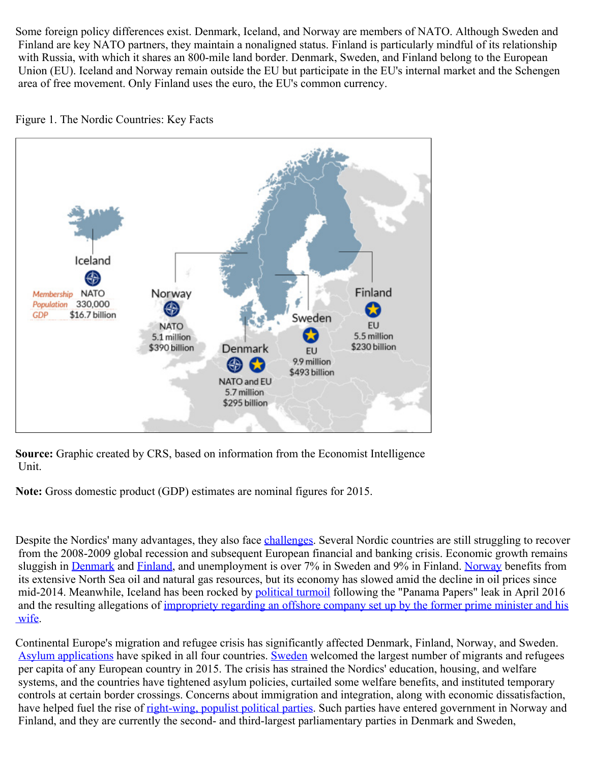Some foreign policy differences exist. Denmark, Iceland, and Norway are members of NATO. Although Sweden and Finland are key NATO partners, they maintain a nonaligned status. Finland is particularly mindful of its relationship with Russia, with which it shares an 800-mile land border. Denmark, Sweden, and Finland belong to the European Union (EU). Iceland and Norway remain outside the EU but participate in the EU's internal market and the Schengen area of free movement. Only Finland uses the euro, the EU's common currency.

Figure 1. The Nordic Countries: Key Facts

| Country | Membership | Population | GDP |
| --- | --- | --- | --- |
| Iceland | NATO | 330,000 | $16.7 billion |
| Norway | NATO | 5.1 million | $390 billion |
| Denmark | NATO and EU | 5.7 million | $295 billion |
| Sweden | EU | 9.9 million | $493 billion |
| Finland | EU | 5.5 million | $230 billion |

**Source:** Graphic created by CRS, based on information from the Economist Intelligence Unit.

**Note:** Gross domestic product (GDP) estimates are nominal figures for 2015.

Despite the Nordics' many advantages, they also face challenges. Several Nordic countries are still struggling to recover from the 2008-2009 global recession and subsequent European financial and banking crisis. Economic growth remains sluggish in Denmark and Finland, and unemployment is over 7% in Sweden and 9% in Finland. Norway benefits from its extensive North Sea oil and natural gas resources, but its economy has slowed amid the decline in oil prices since mid-2014. Meanwhile, Iceland has been rocked by political turmoil following the "Panama Papers" leak in April 2016 and the resulting allegations of impropriety regarding an offshore company set up by the former prime minister and his wife.

Continental Europe's migration and refugee crisis has significantly affected Denmark, Finland, Norway, and Sweden. Asylum applications have spiked in all four countries. Sweden welcomed the largest number of migrants and refugees per capita of any European country in 2015. The crisis has strained the Nordics' education, housing, and welfare systems, and the countries have tightened asylum policies, curtailed some welfare benefits, and instituted temporary controls at certain border crossings. Concerns about immigration and integration, along with economic dissatisfaction, have helped fuel the rise of right-wing, populist political parties. Such parties have entered government in Norway and Finland, and they are currently the second- and third-largest parliamentary parties in Denmark and Sweden,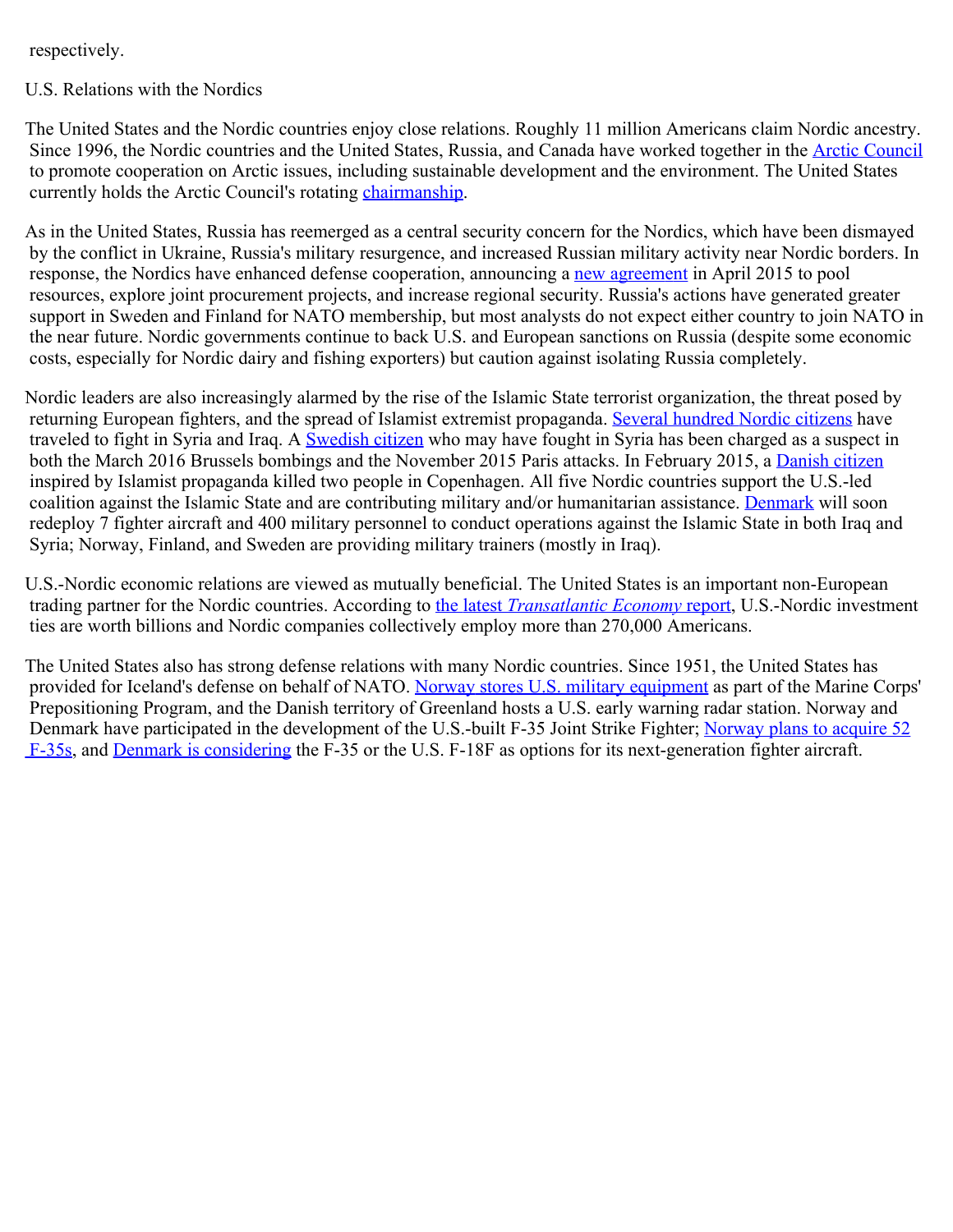respectively.

## U.S. Relations with the Nordics

The United States and the Nordic countries enjoy close relations. Roughly 11 million Americans claim Nordic ancestry. Since 1996, the Nordic countries and the United States, Russia, and Canada have worked together in the Arctic Council to promote cooperation on Arctic issues, including sustainable development and the environment. The United States currently holds the Arctic Council's rotating chairmanship.

As in the United States, Russia has reemerged as a central security concern for the Nordics, which have been dismayed by the conflict in Ukraine, Russia's military resurgence, and increased Russian military activity near Nordic borders. In response, the Nordics have enhanced defense cooperation, announcing a new agreement in April 2015 to pool resources, explore joint procurement projects, and increase regional security. Russia's actions have generated greater support in Sweden and Finland for NATO membership, but most analysts do not expect either country to join NATO in the near future. Nordic governments continue to back U.S. and European sanctions on Russia (despite some economic costs, especially for Nordic dairy and fishing exporters) but caution against isolating Russia completely.

Nordic leaders are also increasingly alarmed by the rise of the Islamic State terrorist organization, the threat posed by returning European fighters, and the spread of Islamist extremist propaganda. Several hundred Nordic citizens have traveled to fight in Syria and Iraq. A Swedish citizen who may have fought in Syria has been charged as a suspect in both the March 2016 Brussels bombings and the November 2015 Paris attacks. In February 2015, a Danish citizen inspired by Islamist propaganda killed two people in Copenhagen. All five Nordic countries support the U.S.-led coalition against the Islamic State and are contributing military and/or humanitarian assistance. Denmark will soon redeploy 7 fighter aircraft and 400 military personnel to conduct operations against the Islamic State in both Iraq and Syria; Norway, Finland, and Sweden are providing military trainers (mostly in Iraq).

U.S.-Nordic economic relations are viewed as mutually beneficial. The United States is an important non-European trading partner for the Nordic countries. According to the latest *Transatlantic Economy* report, U.S.-Nordic investment ties are worth billions and Nordic companies collectively employ more than 270,000 Americans.

The United States also has strong defense relations with many Nordic countries. Since 1951, the United States has provided for Iceland's defense on behalf of NATO. Norway stores U.S. military equipment as part of the Marine Corps' Prepositioning Program, and the Danish territory of Greenland hosts a U.S. early warning radar station. Norway and Denmark have participated in the development of the U.S.-built F-35 Joint Strike Fighter; Norway plans to acquire 52 F-35s, and Denmark is considering the F-35 or the U.S. F-18F as options for its next-generation fighter aircraft.